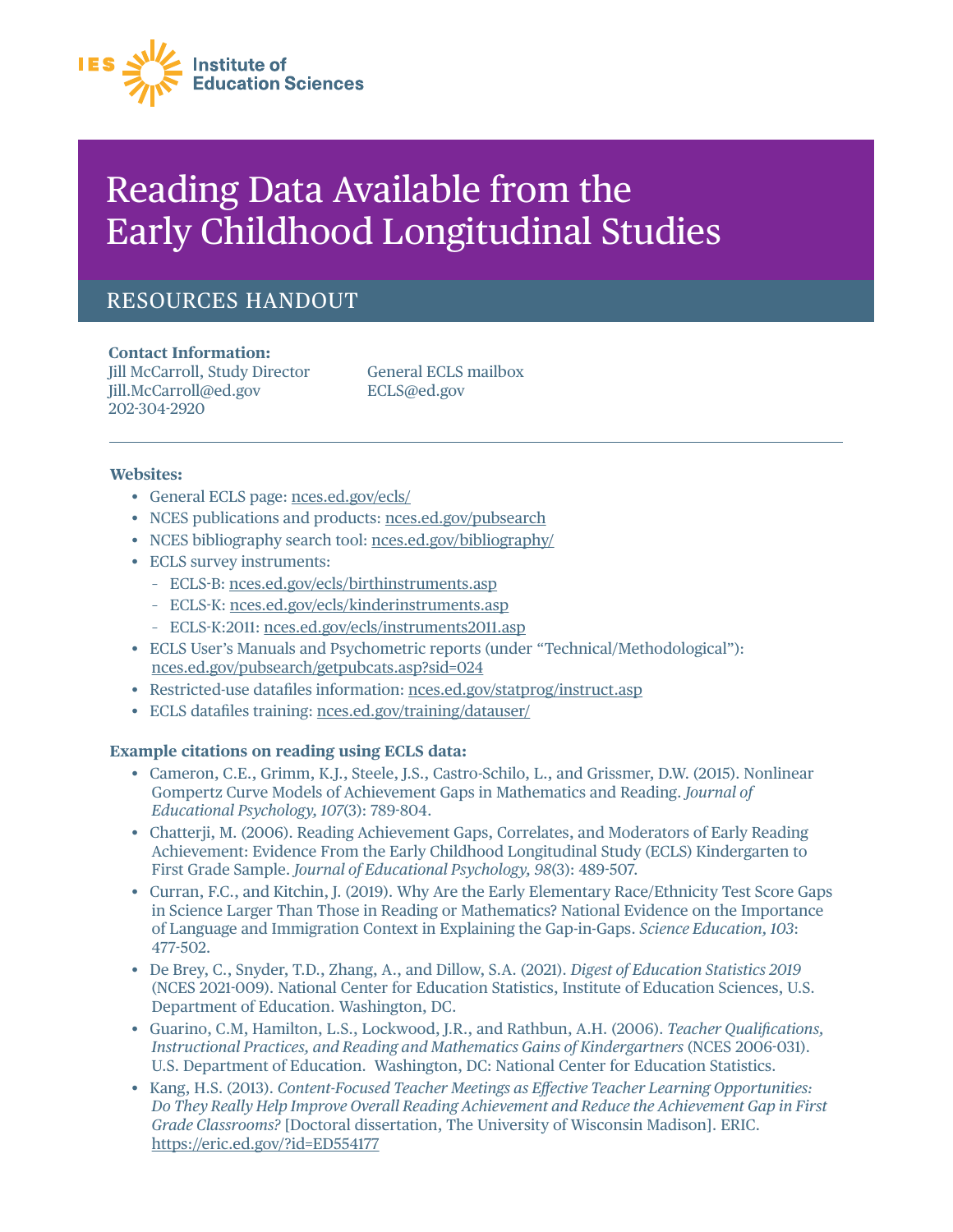IES Institute of Education Sciences

# Reading Data Available from the Early Childhood Longitudinal Studies

## RESOURCES HANDOUT

**Contact Information:**

Jill McCarroll, Study Director
Jill.McCarroll@ed.gov
202-304-2920

General ECLS mailbox
ECLS@ed.gov

---

**Websites:**

- General ECLS page: nces.ed.gov/ecls/
- NCES publications and products: nces.ed.gov/pubsearch
- NCES bibliography search tool: nces.ed.gov/bibliography/
- ECLS survey instruments:
  - ECLS-B: nces.ed.gov/ecls/birthinstruments.asp
  - ECLS-K: nces.ed.gov/ecls/kinderinstruments.asp
  - ECLS-K:2011: nces.ed.gov/ecls/instruments2011.asp
- ECLS User's Manuals and Psychometric reports (under "Technical/Methodological"): nces.ed.gov/pubsearch/getpubcats.asp?sid=024
- Restricted-use datafiles information: nces.ed.gov/statprog/instruct.asp
- ECLS datafiles training: nces.ed.gov/training/datauser/

**Example citations on reading using ECLS data:**

- Cameron, C.E., Grimm, K.J., Steele, J.S., Castro-Schilo, L., and Grissmer, D.W. (2015). Nonlinear Gompertz Curve Models of Achievement Gaps in Mathematics and Reading. *Journal of Educational Psychology, 107*(3): 789-804.
- Chatterji, M. (2006). Reading Achievement Gaps, Correlates, and Moderators of Early Reading Achievement: Evidence From the Early Childhood Longitudinal Study (ECLS) Kindergarten to First Grade Sample. *Journal of Educational Psychology, 98*(3): 489-507.
- Curran, F.C., and Kitchin, J. (2019). Why Are the Early Elementary Race/Ethnicity Test Score Gaps in Science Larger Than Those in Reading or Mathematics? National Evidence on the Importance of Language and Immigration Context in Explaining the Gap-in-Gaps. *Science Education, 103*: 477-502.
- De Brey, C., Snyder, T.D., Zhang, A., and Dillow, S.A. (2021). *Digest of Education Statistics 2019* (NCES 2021-009). National Center for Education Statistics, Institute of Education Sciences, U.S. Department of Education. Washington, DC.
- Guarino, C.M, Hamilton, L.S., Lockwood, J.R., and Rathbun, A.H. (2006). *Teacher Qualifications, Instructional Practices, and Reading and Mathematics Gains of Kindergartners* (NCES 2006-031). U.S. Department of Education. Washington, DC: National Center for Education Statistics.
- Kang, H.S. (2013). *Content-Focused Teacher Meetings as Effective Teacher Learning Opportunities: Do They Really Help Improve Overall Reading Achievement and Reduce the Achievement Gap in First Grade Classrooms?* [Doctoral dissertation, The University of Wisconsin Madison]. ERIC. https://eric.ed.gov/?id=ED554177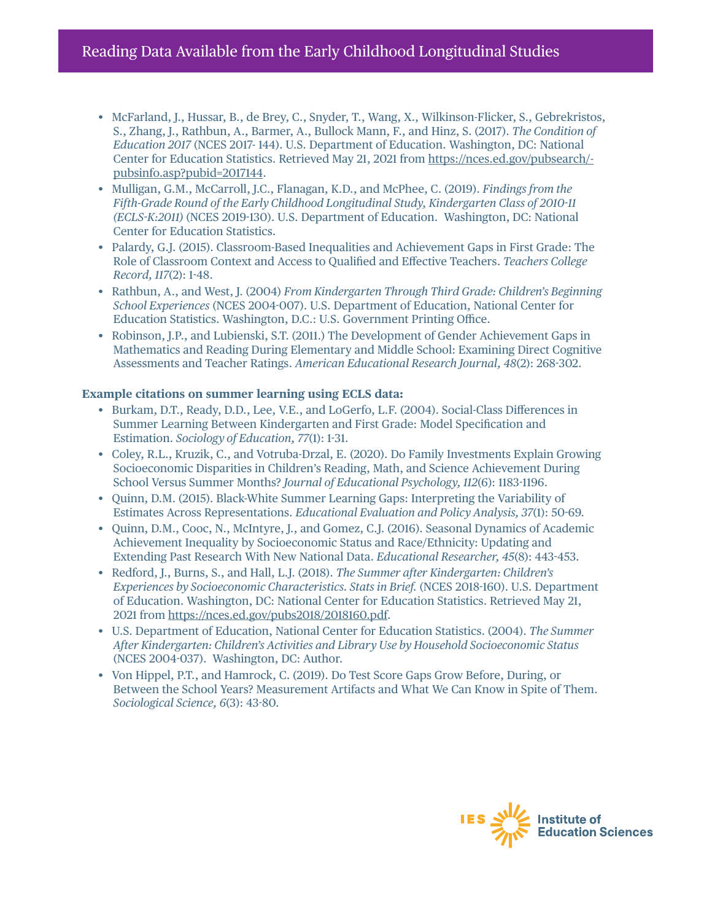- McFarland, J., Hussar, B., de Brey, C., Snyder, T., Wang, X., Wilkinson-Flicker, S., Gebrekristos, S., Zhang, J., Rathbun, A., Barmer, A., Bullock Mann, F., and Hinz, S. (2017). *The Condition of Education 2017* (NCES 2017- 144). U.S. Department of Education. Washington, DC: National Center for Education Statistics. Retrieved May 21, 2021 from https://nces.ed.gov/pubsearch/-pubsinfo.asp?pubid=2017144.
- Mulligan, G.M., McCarroll, J.C., Flanagan, K.D., and McPhee, C. (2019). *Findings from the Fifth-Grade Round of the Early Childhood Longitudinal Study, Kindergarten Class of 2010-11 (ECLS-K:2011)* (NCES 2019-130). U.S. Department of Education. Washington, DC: National Center for Education Statistics.
- Palardy, G.J. (2015). Classroom-Based Inequalities and Achievement Gaps in First Grade: The Role of Classroom Context and Access to Qualified and Effective Teachers. *Teachers College Record, 117*(2): 1-48.
- Rathbun, A., and West, J. (2004) *From Kindergarten Through Third Grade: Children's Beginning School Experiences* (NCES 2004-007). U.S. Department of Education, National Center for Education Statistics. Washington, D.C.: U.S. Government Printing Office.
- Robinson, J.P., and Lubienski, S.T. (2011.) The Development of Gender Achievement Gaps in Mathematics and Reading During Elementary and Middle School: Examining Direct Cognitive Assessments and Teacher Ratings. *American Educational Research Journal, 48*(2): 268-302.

**Example citations on summer learning using ECLS data:**

- Burkam, D.T., Ready, D.D., Lee, V.E., and LoGerfo, L.F. (2004). Social-Class Differences in Summer Learning Between Kindergarten and First Grade: Model Specification and Estimation. *Sociology of Education, 77*(1): 1-31.
- Coley, R.L., Kruzik, C., and Votruba-Drzal, E. (2020). Do Family Investments Explain Growing Socioeconomic Disparities in Children's Reading, Math, and Science Achievement During School Versus Summer Months? *Journal of Educational Psychology, 112*(6): 1183-1196.
- Quinn, D.M. (2015). Black-White Summer Learning Gaps: Interpreting the Variability of Estimates Across Representations. *Educational Evaluation and Policy Analysis, 37*(1): 50-69.
- Quinn, D.M., Cooc, N., McIntyre, J., and Gomez, C.J. (2016). Seasonal Dynamics of Academic Achievement Inequality by Socioeconomic Status and Race/Ethnicity: Updating and Extending Past Research With New National Data. *Educational Researcher, 45*(8): 443-453.
- Redford, J., Burns, S., and Hall, L.J. (2018). *The Summer after Kindergarten: Children's Experiences by Socioeconomic Characteristics. Stats in Brief.* (NCES 2018-160). U.S. Department of Education. Washington, DC: National Center for Education Statistics. Retrieved May 21, 2021 from https://nces.ed.gov/pubs2018/2018160.pdf.
- U.S. Department of Education, National Center for Education Statistics. (2004). *The Summer After Kindergarten: Children's Activities and Library Use by Household Socioeconomic Status* (NCES 2004-037). Washington, DC: Author.
- Von Hippel, P.T., and Hamrock, C. (2019). Do Test Score Gaps Grow Before, During, or Between the School Years? Measurement Artifacts and What We Can Know in Spite of Them. *Sociological Science, 6*(3): 43-80.